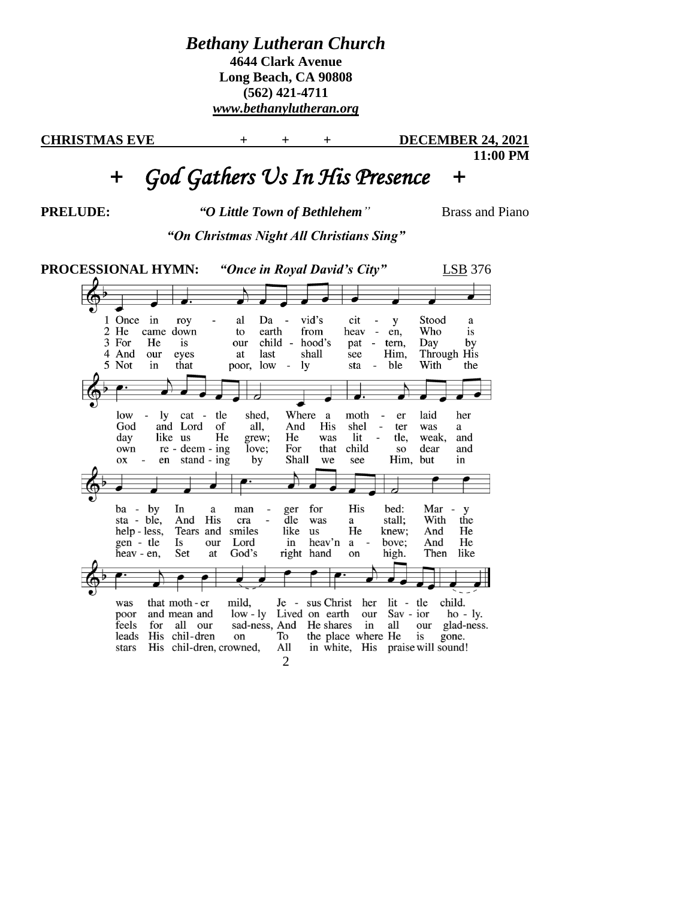# *Bethany Lutheran Church*

**4644 Clark Avenue**
**Long Beach, CA 90808**
**(562) 421-4711**
***www.bethanylutheran.org***

**CHRISTMAS EVE + + + DECEMBER 24, 2021**
**11:00 PM**

## + *God Gathers Us In His Presence* +

**PRELUDE:** ***"O Little Town of Bethlehem"*** Brass and Piano

***"On Christmas Night All Christians Sing"***

**PROCESSIONAL HYMN:** ***"Once in Royal David's City"*** LSB 376

1 Once in royal David's city
Stood a lowly cattle shed,
Where a mother laid her baby
In a manger for His bed:
Mary was that mother mild,
Jesus Christ her little child.

2 He came down to earth from heaven,
Who is God and Lord of all,
And His shelter was a stable,
And His cradle was a stall;
With the poor and mean and lowly
Lived on earth our Savior holy.

3 For He is our childhood's pattern,
Day by day like us He grew;
He was little, weak, and helpless,
Tears and smiles like us He knew;
And He feels for all our sadness,
And He shares in all our gladness.

4 And our eyes at last shall see Him,
Through His own redeeming love;
For that child so dear and gentle
Is our Lord in heav'n above;
And He leads His children on
To the place where He is gone.

5 Not in that poor, lowly stable
With the oxen standing by
Shall we see Him, but in heaven,
Set at God's right hand on high.
Then like stars His children, crowned,
All in white, His praise will sound!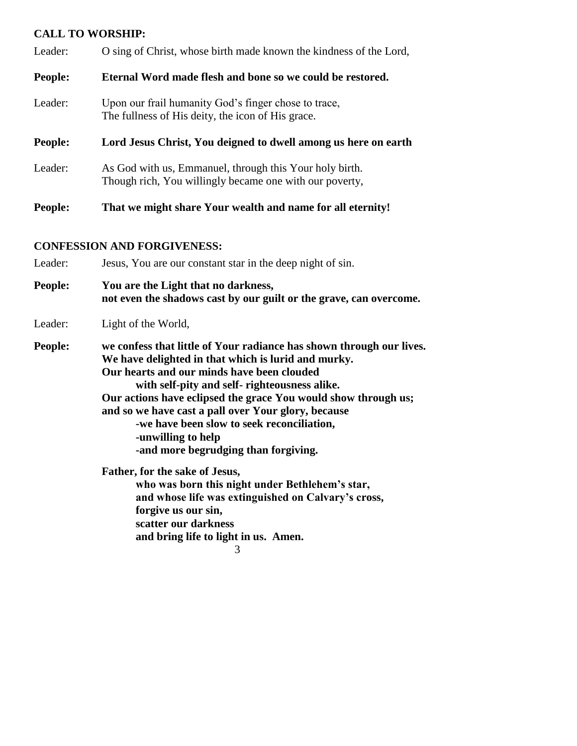## CALL TO WORSHIP:

Leader: O sing of Christ, whose birth made known the kindness of the Lord,

**People: Eternal Word made flesh and bone so we could be restored.**

Leader: Upon our frail humanity God's finger chose to trace,
The fullness of His deity, the icon of His grace.

**People: Lord Jesus Christ, You deigned to dwell among us here on earth**

Leader: As God with us, Emmanuel, through this Your holy birth.
Though rich, You willingly became one with our poverty,

**People: That we might share Your wealth and name for all eternity!**

## CONFESSION AND FORGIVENESS:

Leader: Jesus, You are our constant star in the deep night of sin.

**People: You are the Light that no darkness,
not even the shadows cast by our guilt or the grave, can overcome.**

Leader: Light of the World,

**People: we confess that little of Your radiance has shown through our lives.
We have delighted in that which is lurid and murky.
Our hearts and our minds have been clouded
with self-pity and self- righteousness alike.
Our actions have eclipsed the grace You would show through us;
and so we have cast a pall over Your glory, because
-we have been slow to seek reconciliation,
-unwilling to help
-and more begrudging than forgiving.**

**Father, for the sake of Jesus,
who was born this night under Bethlehem's star,
and whose life was extinguished on Calvary's cross,
forgive us our sin,
scatter our darkness
and bring life to light in us. Amen.**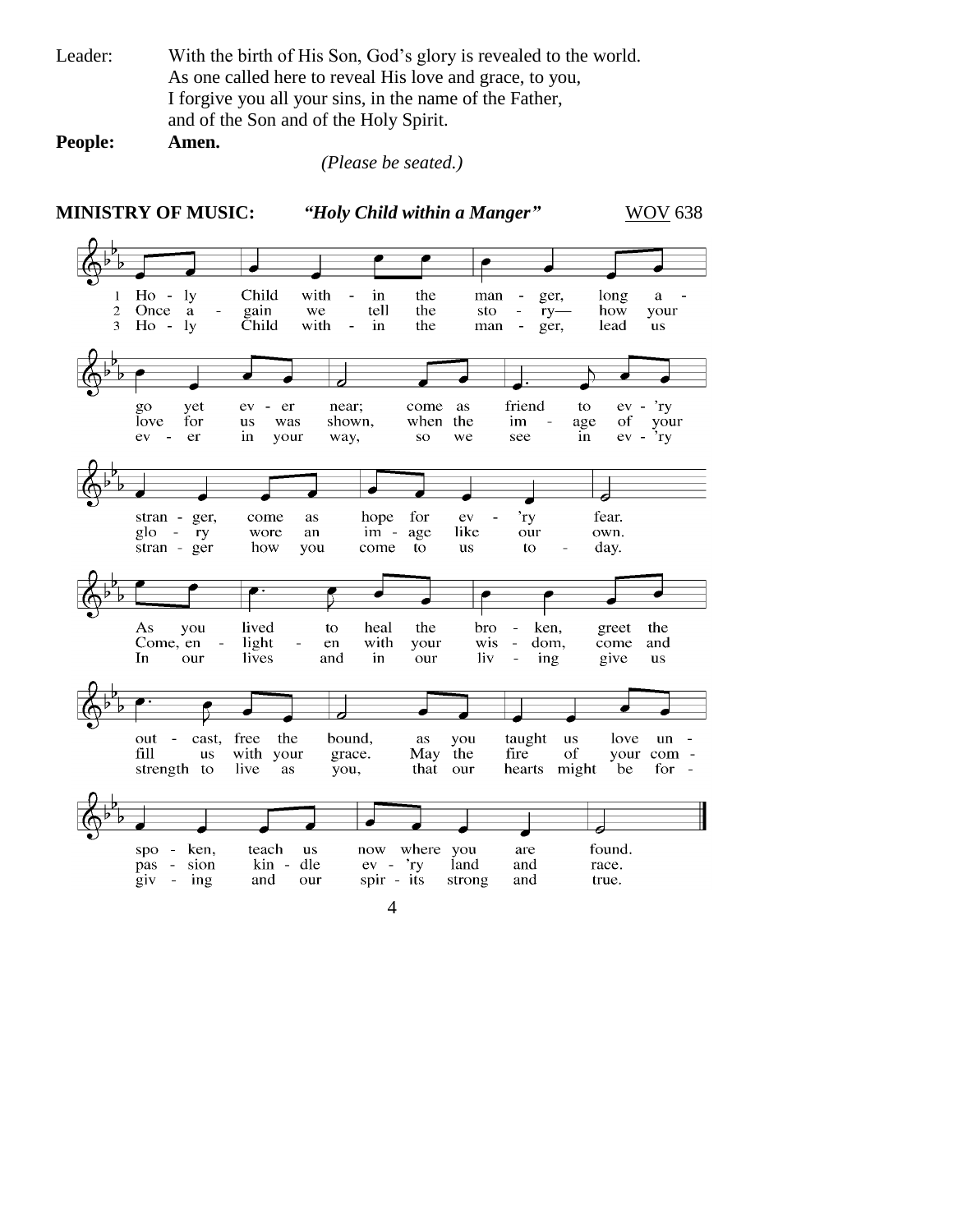Leader: With the birth of His Son, God's glory is revealed to the world. As one called here to reveal His love and grace, to you, I forgive you all your sins, in the name of the Father, and of the Son and of the Holy Spirit.

**People: Amen.**

*(Please be seated.)*

**MINISTRY OF MUSIC:** ***"Holy Child within a Manger"*** WOV 638

1 Holy Child within the manger, long ago yet ever near; come as friend to ev'ry stranger, come as hope for ev'ry fear. As you lived to heal the broken, greet the outcast, free the bound, as you taught us love unspoken, teach us now where you are found.

2 Once again we tell the story— how your love for us was shown, when the image of your glory wore an image like our own. Come, enlighten with your wisdom, come and fill us with your grace. May the fire of your compassion kindle ev'ry land and race.

3 Holy Child within the manger, lead us ever in your way, so we see in ev'ry stranger how you come to us today. In our lives and in our living give us strength to live as you, that our hearts might be forgiving and our spirits strong and true.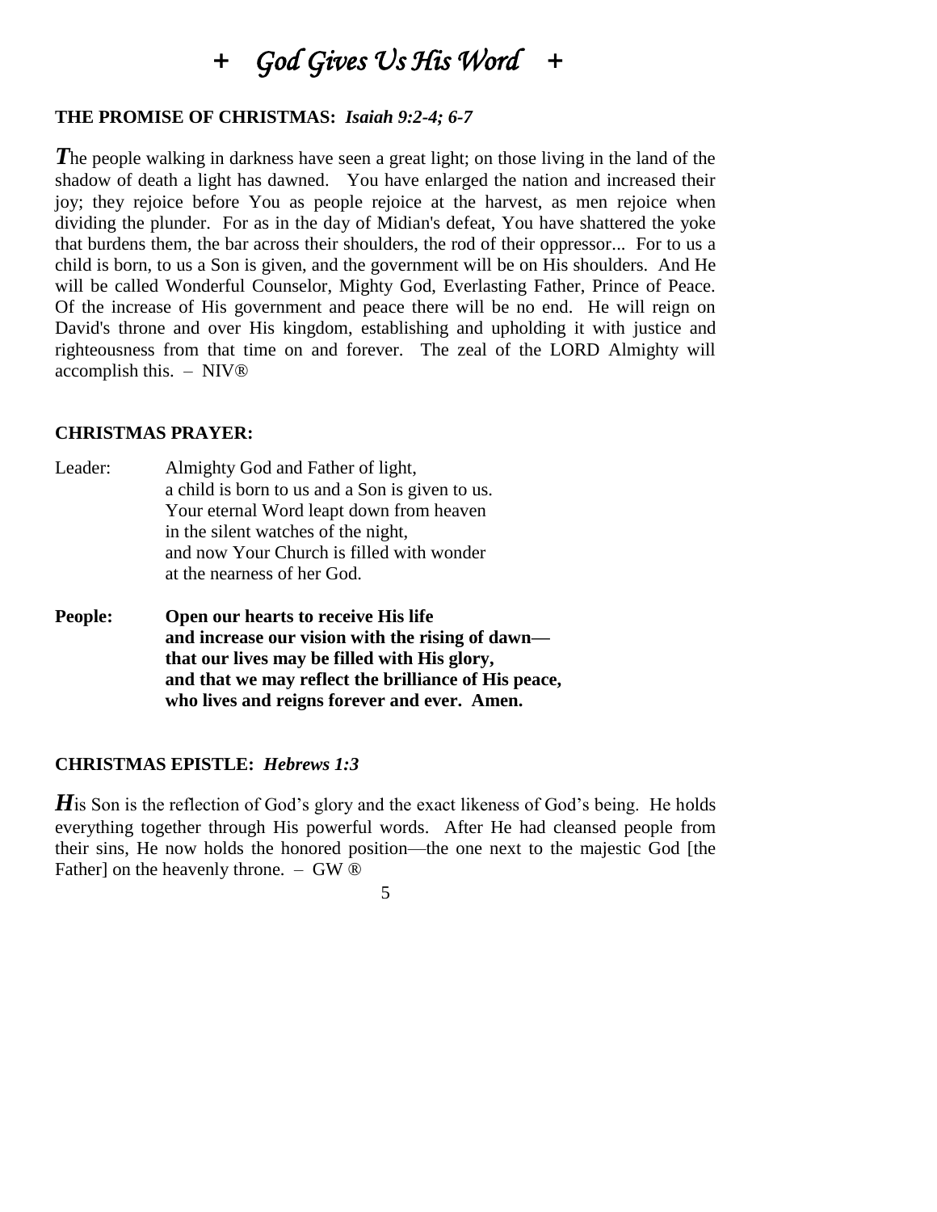# + *God Gives Us His Word* +

**THE PROMISE OF CHRISTMAS:** ***Isaiah 9:2-4; 6-7***

***T***he people walking in darkness have seen a great light; on those living in the land of the shadow of death a light has dawned. You have enlarged the nation and increased their joy; they rejoice before You as people rejoice at the harvest, as men rejoice when dividing the plunder. For as in the day of Midian's defeat, You have shattered the yoke that burdens them, the bar across their shoulders, the rod of their oppressor... For to us a child is born, to us a Son is given, and the government will be on His shoulders. And He will be called Wonderful Counselor, Mighty God, Everlasting Father, Prince of Peace. Of the increase of His government and peace there will be no end. He will reign on David's throne and over His kingdom, establishing and upholding it with justice and righteousness from that time on and forever. The zeal of the LORD Almighty will accomplish this. – NIV®

**CHRISTMAS PRAYER:**

Leader: Almighty God and Father of light,
a child is born to us and a Son is given to us.
Your eternal Word leapt down from heaven
in the silent watches of the night,
and now Your Church is filled with wonder
at the nearness of her God.

**People: Open our hearts to receive His life**
**and increase our vision with the rising of dawn—**
**that our lives may be filled with His glory,**
**and that we may reflect the brilliance of His peace,**
**who lives and reigns forever and ever. Amen.**

**CHRISTMAS EPISTLE:** ***Hebrews 1:3***

***H***is Son is the reflection of God's glory and the exact likeness of God's being. He holds everything together through His powerful words. After He had cleansed people from their sins, He now holds the honored position—the one next to the majestic God [the Father] on the heavenly throne. – GW ®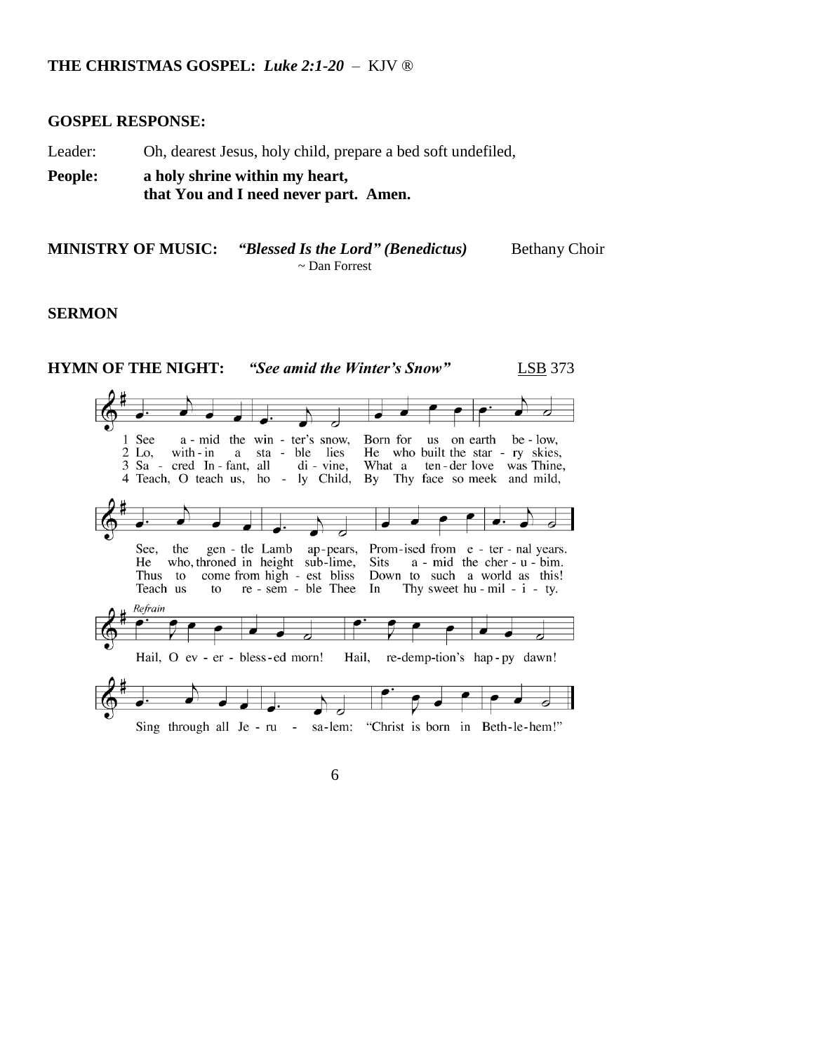**THE CHRISTMAS GOSPEL:** ***Luke 2:1-20*** – KJV ®

**GOSPEL RESPONSE:**

Leader: Oh, dearest Jesus, holy child, prepare a bed soft undefiled,

**People: a holy shrine within my heart,**
**that You and I need never part. Amen.**

**MINISTRY OF MUSIC:** ***"Blessed Is the Lord" (Benedictus)*** Bethany Choir
~ Dan Forrest

**SERMON**

**HYMN OF THE NIGHT:** ***"See amid the Winter's Snow"*** LSB 373

1 See amid the winter's snow, Born for us on earth below,
See, the gentle Lamb appears, Promised from eternal years.

2 Lo, within a stable lies He who built the starry skies,
He who, throned in height sublime, Sits amid the cherubim.

3 Sacred Infant, all divine, What a tender love was Thine,
Thus to come from highest bliss Down to such a world as this!

4 Teach, O teach us, holy Child, By Thy face so meek and mild,
Teach us to resemble Thee In Thy sweet humility.

*Refrain*
Hail, O ever-blessed morn! Hail, redemption's happy dawn!
Sing through all Jerusalem: "Christ is born in Bethlehem!"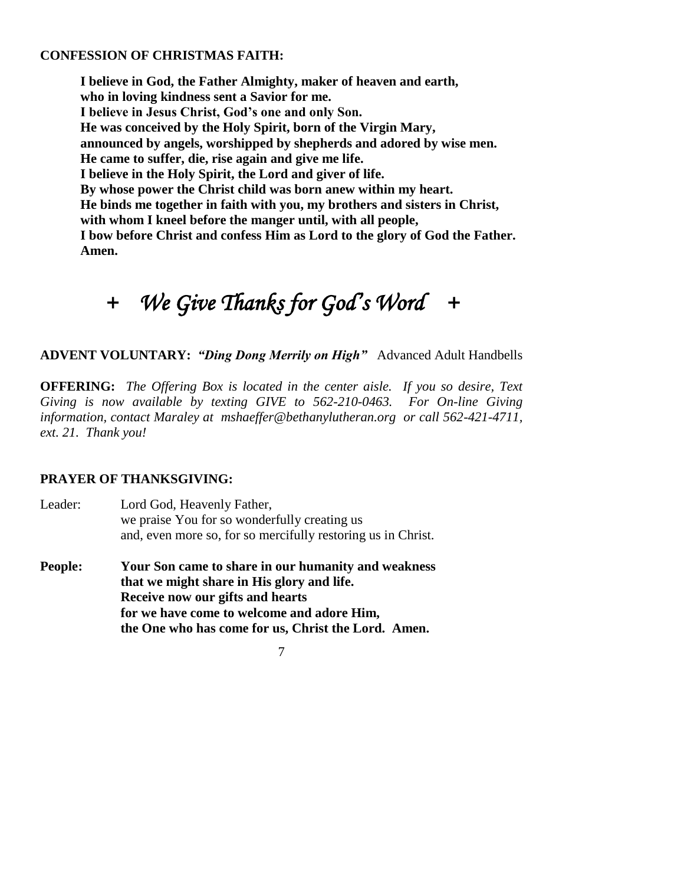**CONFESSION OF CHRISTMAS FAITH:**

**I believe in God, the Father Almighty, maker of heaven and earth,**
**who in loving kindness sent a Savior for me.**
**I believe in Jesus Christ, God's one and only Son.**
**He was conceived by the Holy Spirit, born of the Virgin Mary,**
**announced by angels, worshipped by shepherds and adored by wise men.**
**He came to suffer, die, rise again and give me life.**
**I believe in the Holy Spirit, the Lord and giver of life.**
**By whose power the Christ child was born anew within my heart.**
**He binds me together in faith with you, my brothers and sisters in Christ,**
**with whom I kneel before the manger until, with all people,**
**I bow before Christ and confess Him as Lord to the glory of God the Father.**
**Amen.**

# + *We Give Thanks for God's Word* +

**ADVENT VOLUNTARY:** ***"Ding Dong Merrily on High"*** Advanced Adult Handbells

**OFFERING:** *The Offering Box is located in the center aisle. If you so desire, Text Giving is now available by texting GIVE to 562-210-0463. For On-line Giving information, contact Maraley at mshaeffer@bethanylutheran.org or call 562-421-4711, ext. 21. Thank you!*

**PRAYER OF THANKSGIVING:**

Leader: Lord God, Heavenly Father,
we praise You for so wonderfully creating us
and, even more so, for so mercifully restoring us in Christ.

**People: Your Son came to share in our humanity and weakness**
**that we might share in His glory and life.**
**Receive now our gifts and hearts**
**for we have come to welcome and adore Him,**
**the One who has come for us, Christ the Lord. Amen.**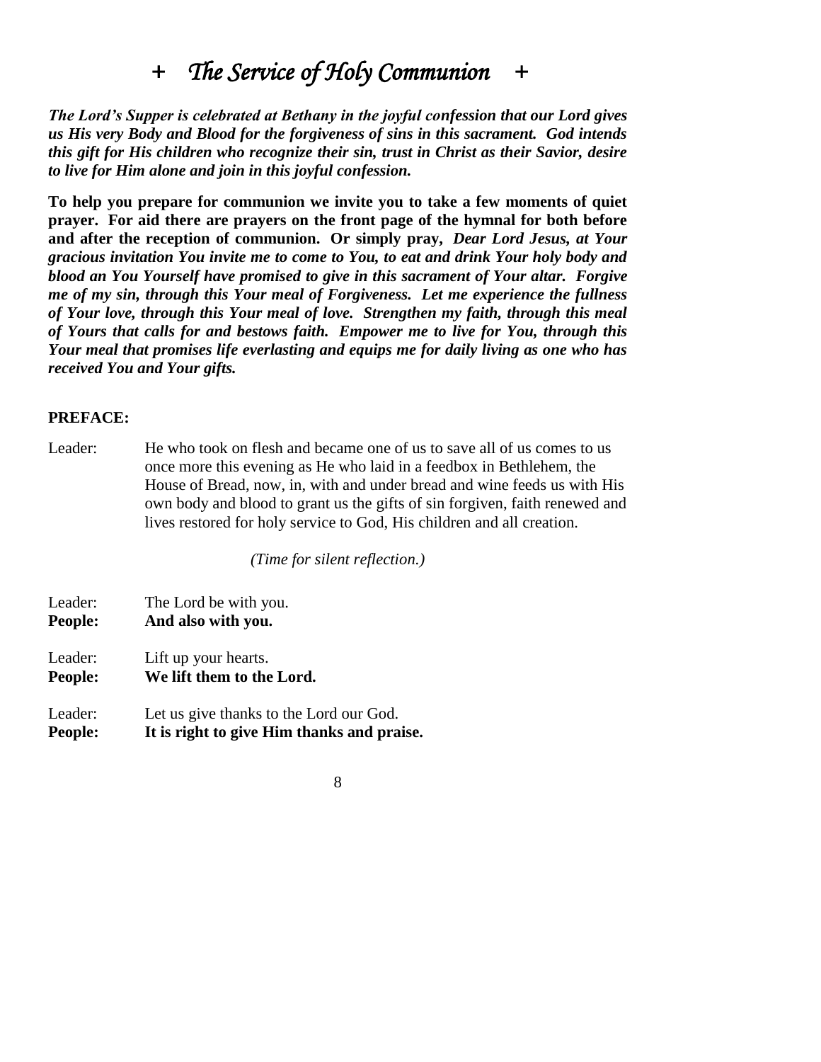# + *The Service of Holy Communion* +

***The Lord's Supper is celebrated at Bethany in the joyful confession that our Lord gives us His very Body and Blood for the forgiveness of sins in this sacrament. God intends this gift for His children who recognize their sin, trust in Christ as their Savior, desire to live for Him alone and join in this joyful confession.***

**To help you prepare for communion we invite you to take a few moments of quiet prayer. For aid there are prayers on the front page of the hymnal for both before and after the reception of communion. Or simply pray, *Dear Lord Jesus, at Your gracious invitation You invite me to come to You, to eat and drink Your holy body and blood an You Yourself have promised to give in this sacrament of Your altar. Forgive me of my sin, through this Your meal of Forgiveness. Let me experience the fullness of Your love, through this Your meal of love. Strengthen my faith, through this meal of Yours that calls for and bestows faith. Empower me to live for You, through this Your meal that promises life everlasting and equips me for daily living as one who has received You and Your gifts.***

**PREFACE:**

Leader: He who took on flesh and became one of us to save all of us comes to us once more this evening as He who laid in a feedbox in Bethlehem, the House of Bread, now, in, with and under bread and wine feeds us with His own body and blood to grant us the gifts of sin forgiven, faith renewed and lives restored for holy service to God, His children and all creation.

*(Time for silent reflection.)*

Leader: The Lord be with you.
**People: And also with you.**

Leader: Lift up your hearts.
**People: We lift them to the Lord.**

Leader: Let us give thanks to the Lord our God.
**People: It is right to give Him thanks and praise.**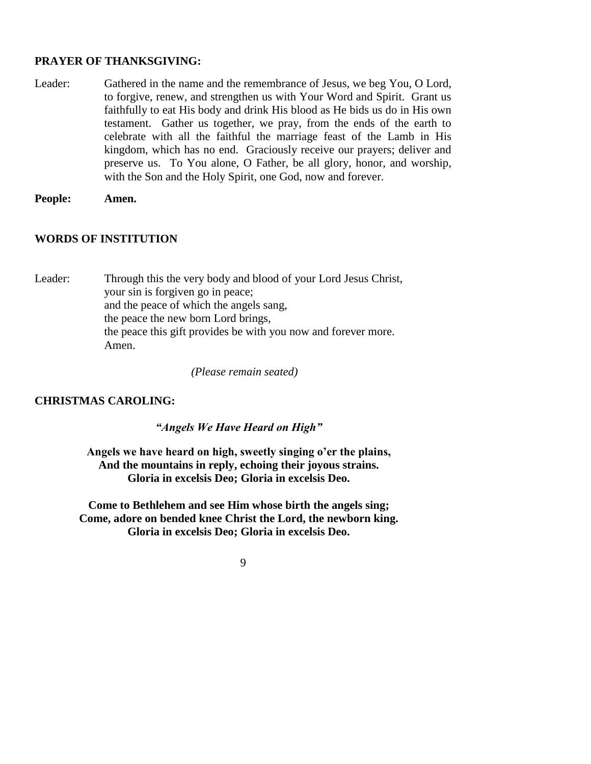**PRAYER OF THANKSGIVING:**

Leader: Gathered in the name and the remembrance of Jesus, we beg You, O Lord, to forgive, renew, and strengthen us with Your Word and Spirit. Grant us faithfully to eat His body and drink His blood as He bids us do in His own testament. Gather us together, we pray, from the ends of the earth to celebrate with all the faithful the marriage feast of the Lamb in His kingdom, which has no end. Graciously receive our prayers; deliver and preserve us. To You alone, O Father, be all glory, honor, and worship, with the Son and the Holy Spirit, one God, now and forever.

**People: Amen.**

**WORDS OF INSTITUTION**

Leader: Through this the very body and blood of your Lord Jesus Christ,
your sin is forgiven go in peace;
and the peace of which the angels sang,
the peace the new born Lord brings,
the peace this gift provides be with you now and forever more.
Amen.

*(Please remain seated)*

**CHRISTMAS CAROLING:**

***"Angels We Have Heard on High"***

**Angels we have heard on high, sweetly singing o'er the plains,**
**And the mountains in reply, echoing their joyous strains.**
**Gloria in excelsis Deo; Gloria in excelsis Deo.**

**Come to Bethlehem and see Him whose birth the angels sing;**
**Come, adore on bended knee Christ the Lord, the newborn king.**
**Gloria in excelsis Deo; Gloria in excelsis Deo.**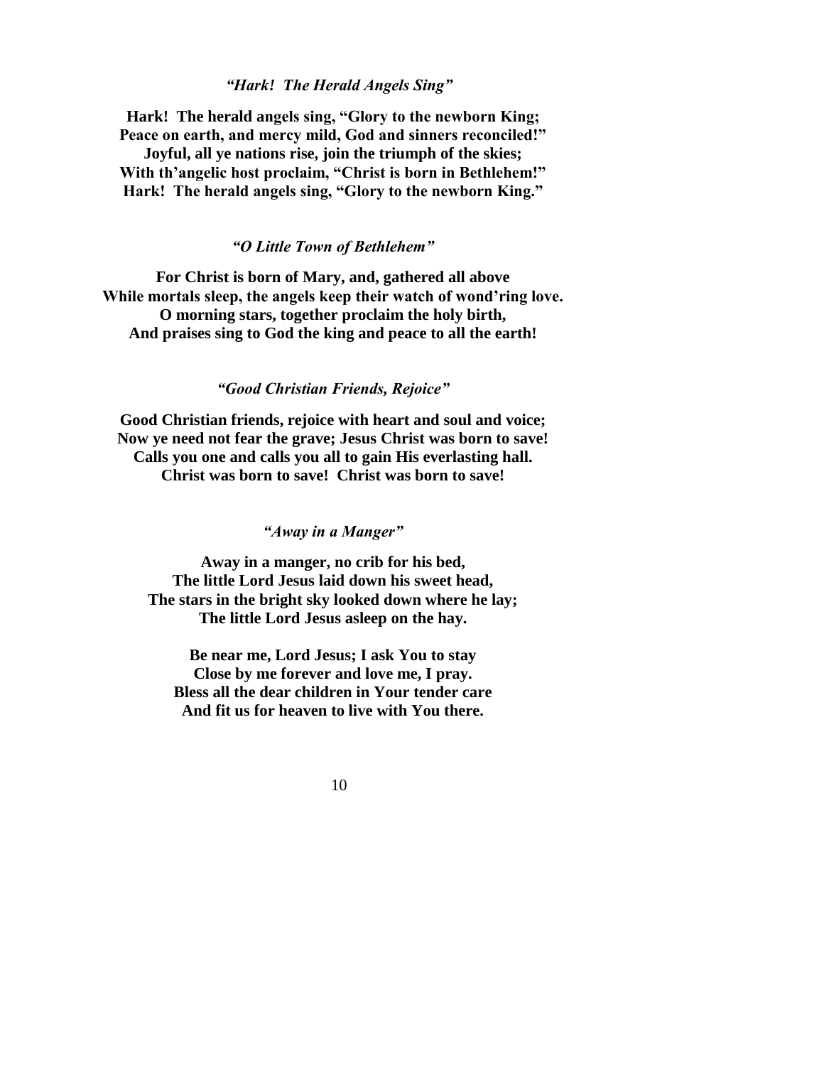### *"Hark! The Herald Angels Sing"*

**Hark! The herald angels sing, "Glory to the newborn King;**
**Peace on earth, and mercy mild, God and sinners reconciled!"**
**Joyful, all ye nations rise, join the triumph of the skies;**
**With th'angelic host proclaim, "Christ is born in Bethlehem!"**
**Hark! The herald angels sing, "Glory to the newborn King."**

### *"O Little Town of Bethlehem"*

**For Christ is born of Mary, and, gathered all above**
**While mortals sleep, the angels keep their watch of wond'ring love.**
**O morning stars, together proclaim the holy birth,**
**And praises sing to God the king and peace to all the earth!**

### *"Good Christian Friends, Rejoice"*

**Good Christian friends, rejoice with heart and soul and voice;**
**Now ye need not fear the grave; Jesus Christ was born to save!**
**Calls you one and calls you all to gain His everlasting hall.**
**Christ was born to save! Christ was born to save!**

### *"Away in a Manger"*

**Away in a manger, no crib for his bed,**
**The little Lord Jesus laid down his sweet head,**
**The stars in the bright sky looked down where he lay;**
**The little Lord Jesus asleep on the hay.**

**Be near me, Lord Jesus; I ask You to stay**
**Close by me forever and love me, I pray.**
**Bless all the dear children in Your tender care**
**And fit us for heaven to live with You there.**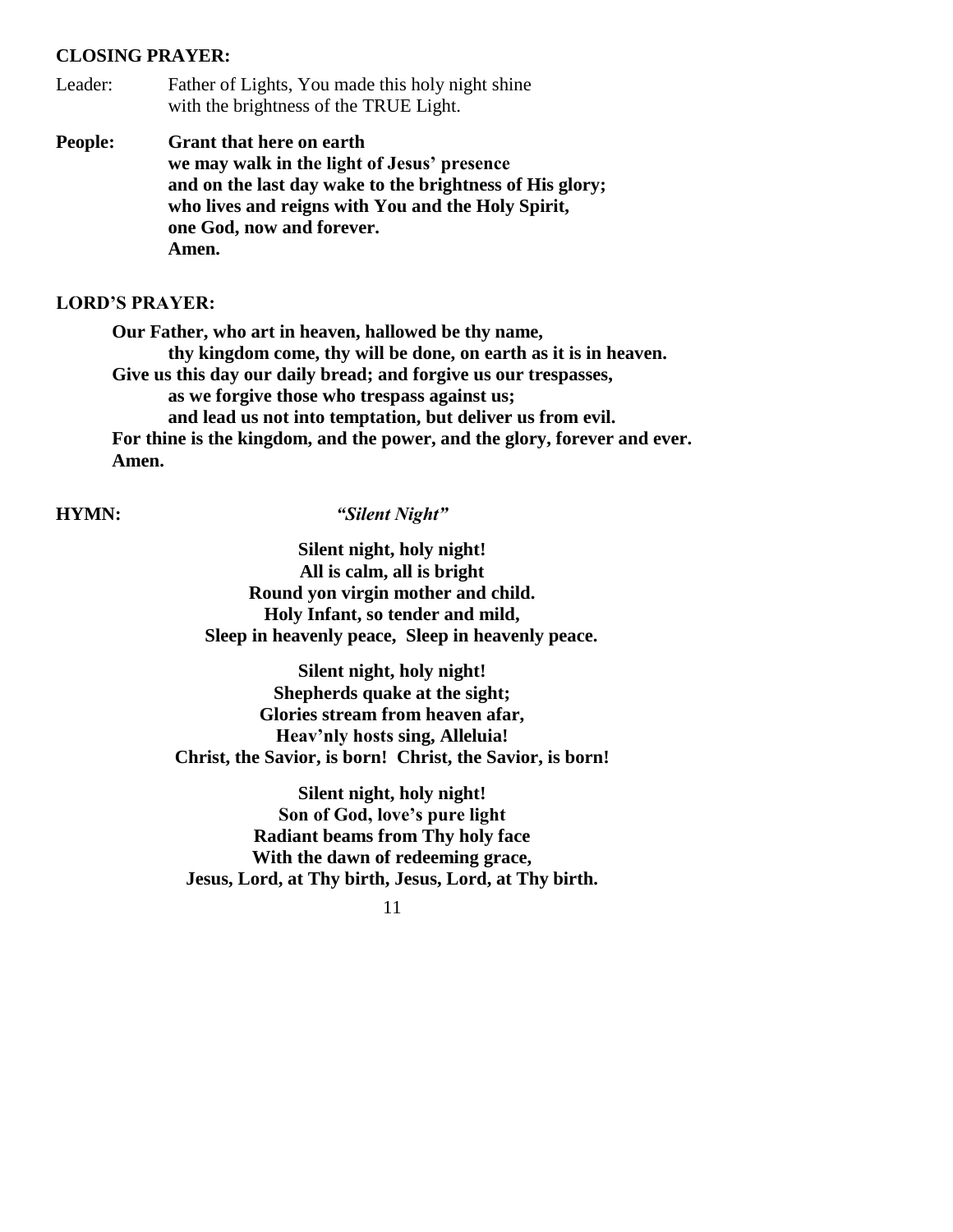**CLOSING PRAYER:**

Leader: Father of Lights, You made this holy night shine
with the brightness of the TRUE Light.

**People: Grant that here on earth
we may walk in the light of Jesus' presence
and on the last day wake to the brightness of His glory;
who lives and reigns with You and the Holy Spirit,
one God, now and forever.
Amen.**

**LORD'S PRAYER:**

**Our Father, who art in heaven, hallowed be thy name,
thy kingdom come, thy will be done, on earth as it is in heaven.
Give us this day our daily bread; and forgive us our trespasses,
as we forgive those who trespass against us;
and lead us not into temptation, but deliver us from evil.
For thine is the kingdom, and the power, and the glory, forever and ever.
Amen.**

**HYMN:** ***"Silent Night"***

**Silent night, holy night!
All is calm, all is bright
Round yon virgin mother and child.
Holy Infant, so tender and mild,
Sleep in heavenly peace, Sleep in heavenly peace.**

**Silent night, holy night!
Shepherds quake at the sight;
Glories stream from heaven afar,
Heav'nly hosts sing, Alleluia!
Christ, the Savior, is born! Christ, the Savior, is born!**

**Silent night, holy night!
Son of God, love's pure light
Radiant beams from Thy holy face
With the dawn of redeeming grace,
Jesus, Lord, at Thy birth, Jesus, Lord, at Thy birth.**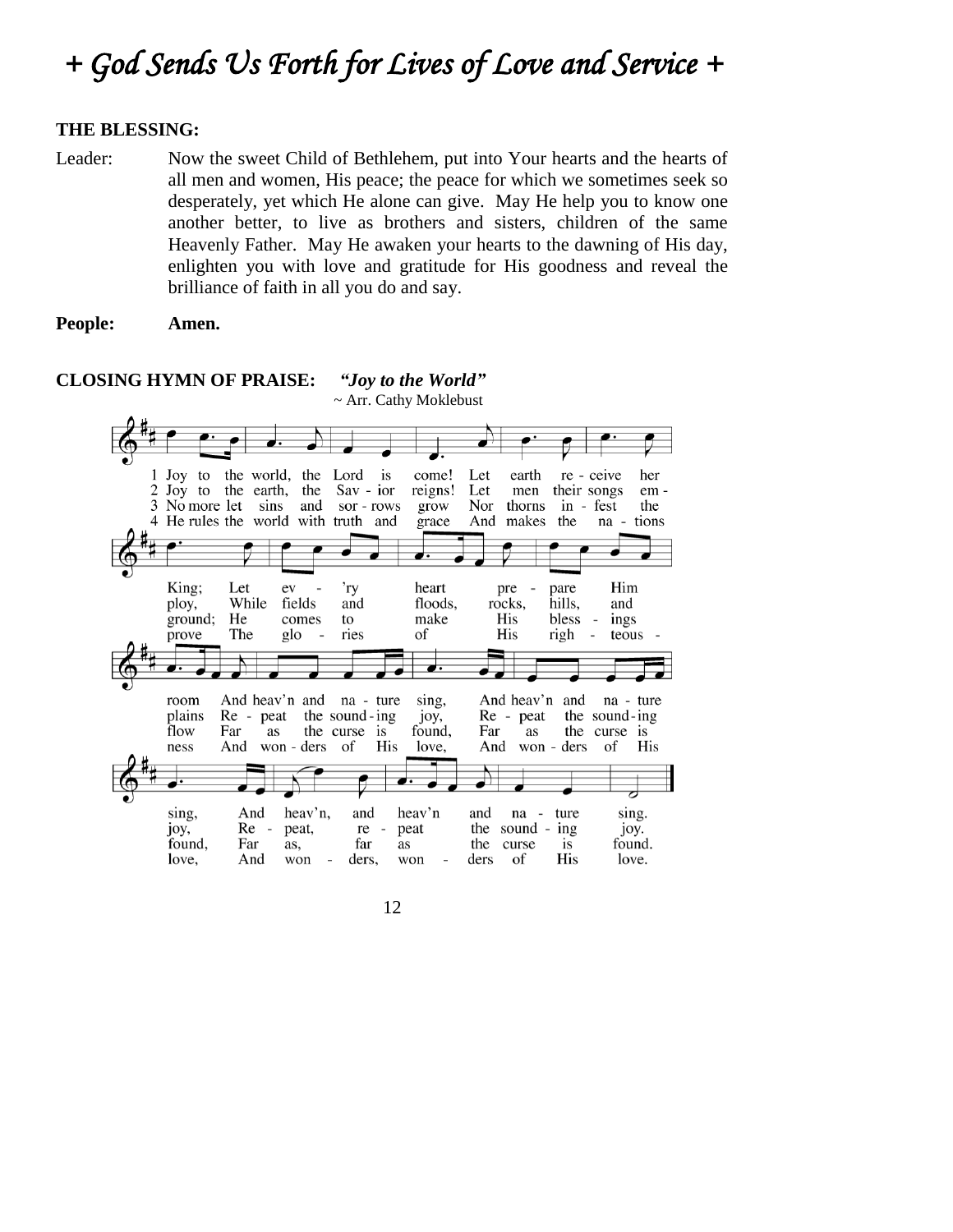# + God Sends Us Forth for Lives of Love and Service +

**THE BLESSING:**

Leader: Now the sweet Child of Bethlehem, put into Your hearts and the hearts of all men and women, His peace; the peace for which we sometimes seek so desperately, yet which He alone can give. May He help you to know one another better, to live as brothers and sisters, children of the same Heavenly Father. May He awaken your hearts to the dawning of His day, enlighten you with love and gratitude for His goodness and reveal the brilliance of faith in all you do and say.

**People: Amen.**

**CLOSING HYMN OF PRAISE:** ***"Joy to the World"***
~ Arr. Cathy Moklebust

1 Joy to the world, the Lord is come! Let earth re - ceive her King; Let ev - 'ry heart pre - pare Him room And heav'n and na - ture sing, And heav'n and na - ture sing, And heav'n, and heav'n and na - ture sing.

2 Joy to the earth, the Sav - ior reigns! Let men their songs em - ploy, While fields and floods, rocks, hills, and plains Re - peat the sound - ing joy, Re - peat the sound - ing joy, Re - peat, re - peat the sound - ing joy.

3 No more let sins and sor - rows grow Nor thorns in - fest the ground; He comes to make His bless - ings flow Far as the curse is found, Far as the curse is found, Far as, far as the curse is found.

4 He rules the world with truth and grace And makes the na - tions prove The glo - ries of His righ - teous - ness And won - ders of His love, And won - ders of His love, And won - ders, won - ders of His love.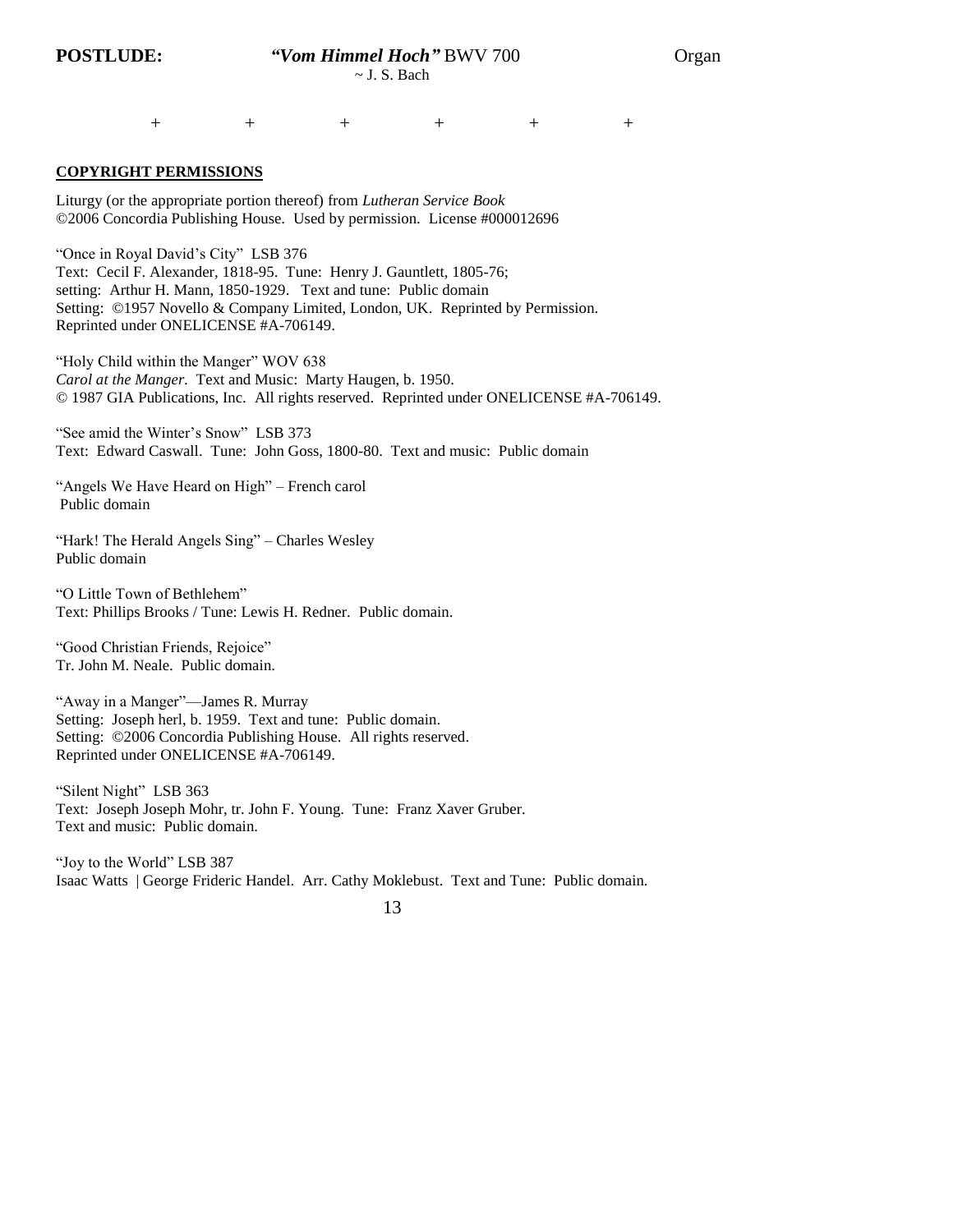**POSTLUDE:** ***"Vom Himmel Hoch"*** BWV 700 Organ

~ J. S. Bach

\+ + + + + +

**COPYRIGHT PERMISSIONS**

Liturgy (or the appropriate portion thereof) from *Lutheran Service Book*
©2006 Concordia Publishing House. Used by permission. License #000012696

"Once in Royal David's City" LSB 376
Text: Cecil F. Alexander, 1818-95. Tune: Henry J. Gauntlett, 1805-76;
setting: Arthur H. Mann, 1850-1929. Text and tune: Public domain
Setting: ©1957 Novello & Company Limited, London, UK. Reprinted by Permission.
Reprinted under ONELICENSE #A-706149.

"Holy Child within the Manger" WOV 638
*Carol at the Manger.* Text and Music: Marty Haugen, b. 1950.
© 1987 GIA Publications, Inc. All rights reserved. Reprinted under ONELICENSE #A-706149.

"See amid the Winter's Snow" LSB 373
Text: Edward Caswall. Tune: John Goss, 1800-80. Text and music: Public domain

"Angels We Have Heard on High" – French carol
Public domain

"Hark! The Herald Angels Sing" – Charles Wesley
Public domain

"O Little Town of Bethlehem"
Text: Phillips Brooks / Tune: Lewis H. Redner. Public domain.

"Good Christian Friends, Rejoice"
Tr. John M. Neale. Public domain.

"Away in a Manger"—James R. Murray
Setting: Joseph herl, b. 1959. Text and tune: Public domain.
Setting: ©2006 Concordia Publishing House. All rights reserved.
Reprinted under ONELICENSE #A-706149.

"Silent Night" LSB 363
Text: Joseph Joseph Mohr, tr. John F. Young. Tune: Franz Xaver Gruber.
Text and music: Public domain.

"Joy to the World" LSB 387
Isaac Watts | George Frideric Handel. Arr. Cathy Moklebust. Text and Tune: Public domain.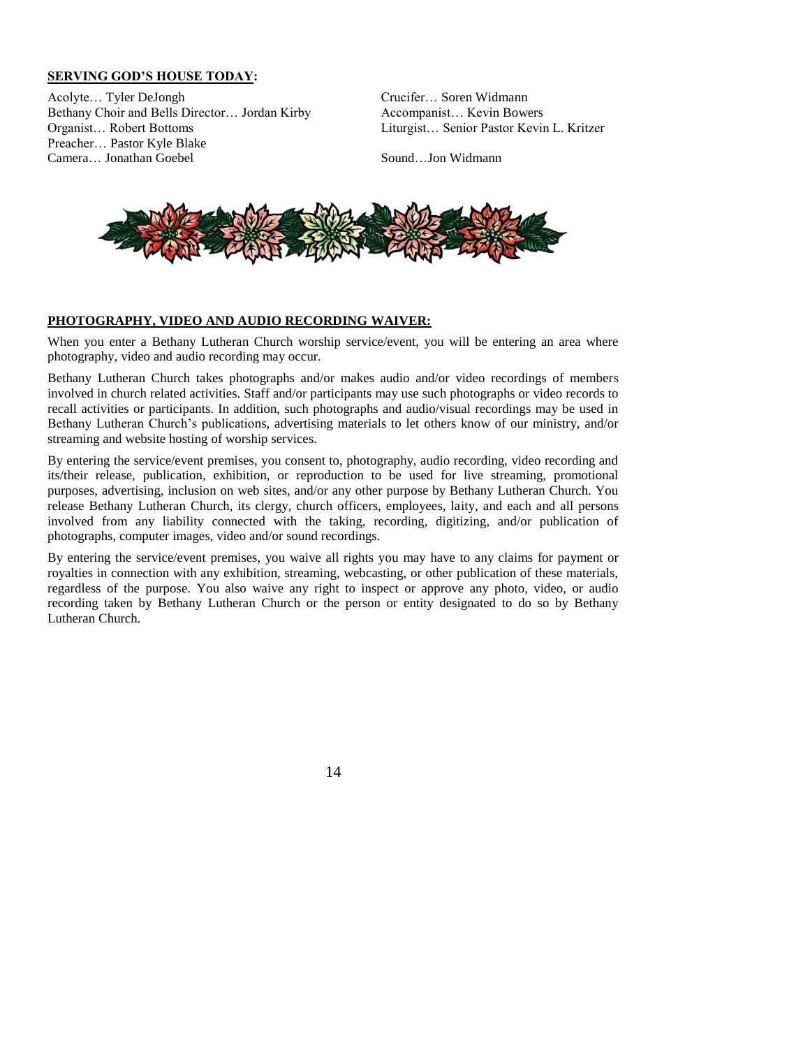**SERVING GOD'S HOUSE TODAY:**

Acolyte… Tyler DeJongh
Bethany Choir and Bells Director… Jordan Kirby
Organist… Robert Bottoms
Preacher… Pastor Kyle Blake
Camera… Jonathan Goebel
Crucifer… Soren Widmann
Accompanist… Kevin Bowers
Liturgist… Senior Pastor Kevin L. Kritzer
Sound…Jon Widmann

**PHOTOGRAPHY, VIDEO AND AUDIO RECORDING WAIVER:**

When you enter a Bethany Lutheran Church worship service/event, you will be entering an area where photography, video and audio recording may occur.

Bethany Lutheran Church takes photographs and/or makes audio and/or video recordings of members involved in church related activities. Staff and/or participants may use such photographs or video records to recall activities or participants. In addition, such photographs and audio/visual recordings may be used in Bethany Lutheran Church's publications, advertising materials to let others know of our ministry, and/or streaming and website hosting of worship services.

By entering the service/event premises, you consent to, photography, audio recording, video recording and its/their release, publication, exhibition, or reproduction to be used for live streaming, promotional purposes, advertising, inclusion on web sites, and/or any other purpose by Bethany Lutheran Church. You release Bethany Lutheran Church, its clergy, church officers, employees, laity, and each and all persons involved from any liability connected with the taking, recording, digitizing, and/or publication of photographs, computer images, video and/or sound recordings.

By entering the service/event premises, you waive all rights you may have to any claims for payment or royalties in connection with any exhibition, streaming, webcasting, or other publication of these materials, regardless of the purpose. You also waive any right to inspect or approve any photo, video, or audio recording taken by Bethany Lutheran Church or the person or entity designated to do so by Bethany Lutheran Church.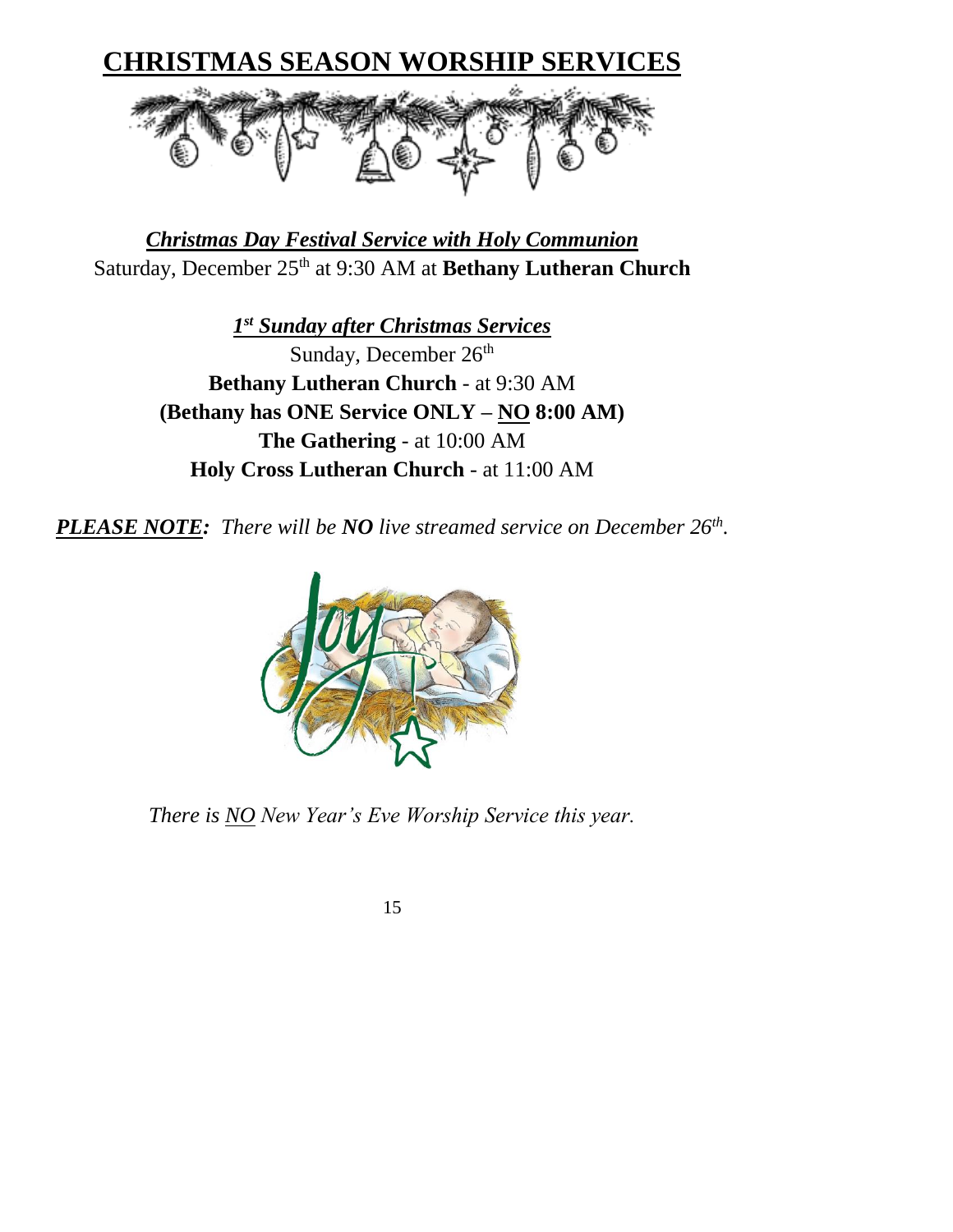# CHRISTMAS SEASON WORSHIP SERVICES

***Christmas Day Festival Service with Holy Communion***
Saturday, December 25th at 9:30 AM at **Bethany Lutheran Church**

***1st Sunday after Christmas Services***
Sunday, December 26th
**Bethany Lutheran Church** - at 9:30 AM
**(Bethany has ONE Service ONLY – NO 8:00 AM)**
**The Gathering** - at 10:00 AM
**Holy Cross Lutheran Church** - at 11:00 AM

***PLEASE NOTE:*** *There will be* ***NO*** *live streamed service on December 26th.*

*There is NO New Year's Eve Worship Service this year.*